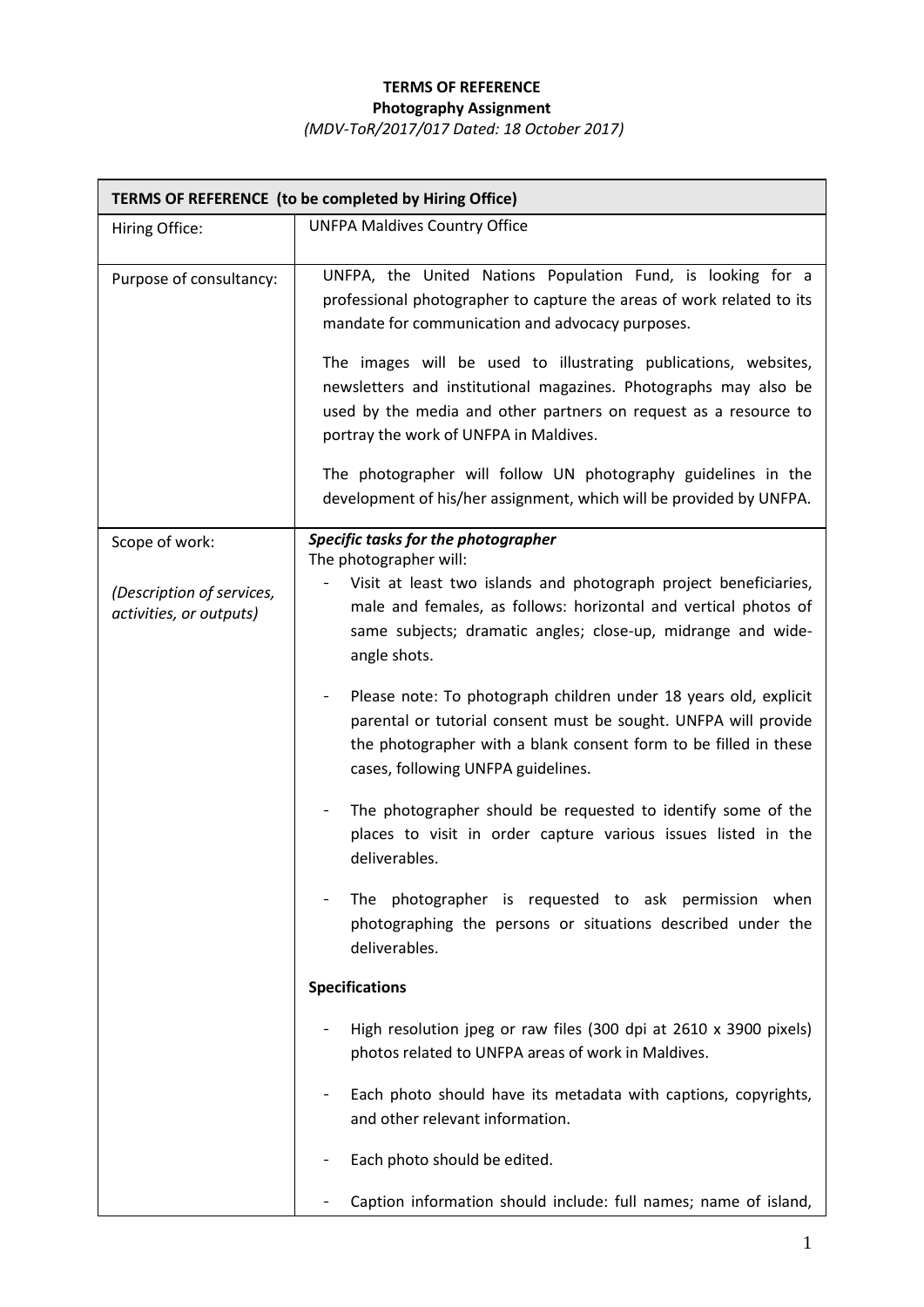**TERMS OF REFERENCE**
**Photography Assignment**
*(MDV-ToR/2017/017 Dated: 18 October 2017)*

| **TERMS OF REFERENCE (to be completed by Hiring Office)** | |
|---|---|
| Hiring Office: | UNFPA Maldives Country Office |
| Purpose of consultancy: | UNFPA, the United Nations Population Fund, is looking for a professional photographer to capture the areas of work related to its mandate for communication and advocacy purposes.<br><br>The images will be used to illustrating publications, websites, newsletters and institutional magazines. Photographs may also be used by the media and other partners on request as a resource to portray the work of UNFPA in Maldives.<br><br>The photographer will follow UN photography guidelines in the development of his/her assignment, which will be provided by UNFPA. |
| Scope of work:<br><br>*(Description of services, activities, or outputs)* | ***Specific tasks for the photographer***<br>The photographer will:<br>- Visit at least two islands and photograph project beneficiaries, male and females, as follows: horizontal and vertical photos of same subjects; dramatic angles; close-up, midrange and wide-angle shots.<br>- Please note: To photograph children under 18 years old, explicit parental or tutorial consent must be sought. UNFPA will provide the photographer with a blank consent form to be filled in these cases, following UNFPA guidelines.<br>- The photographer should be requested to identify some of the places to visit in order capture various issues listed in the deliverables.<br>- The photographer is requested to ask permission when photographing the persons or situations described under the deliverables.<br><br>**Specifications**<br><br>- High resolution jpeg or raw files (300 dpi at 2610 x 3900 pixels) photos related to UNFPA areas of work in Maldives.<br>- Each photo should have its metadata with captions, copyrights, and other relevant information.<br>- Each photo should be edited.<br>- Caption information should include: full names; name of island, |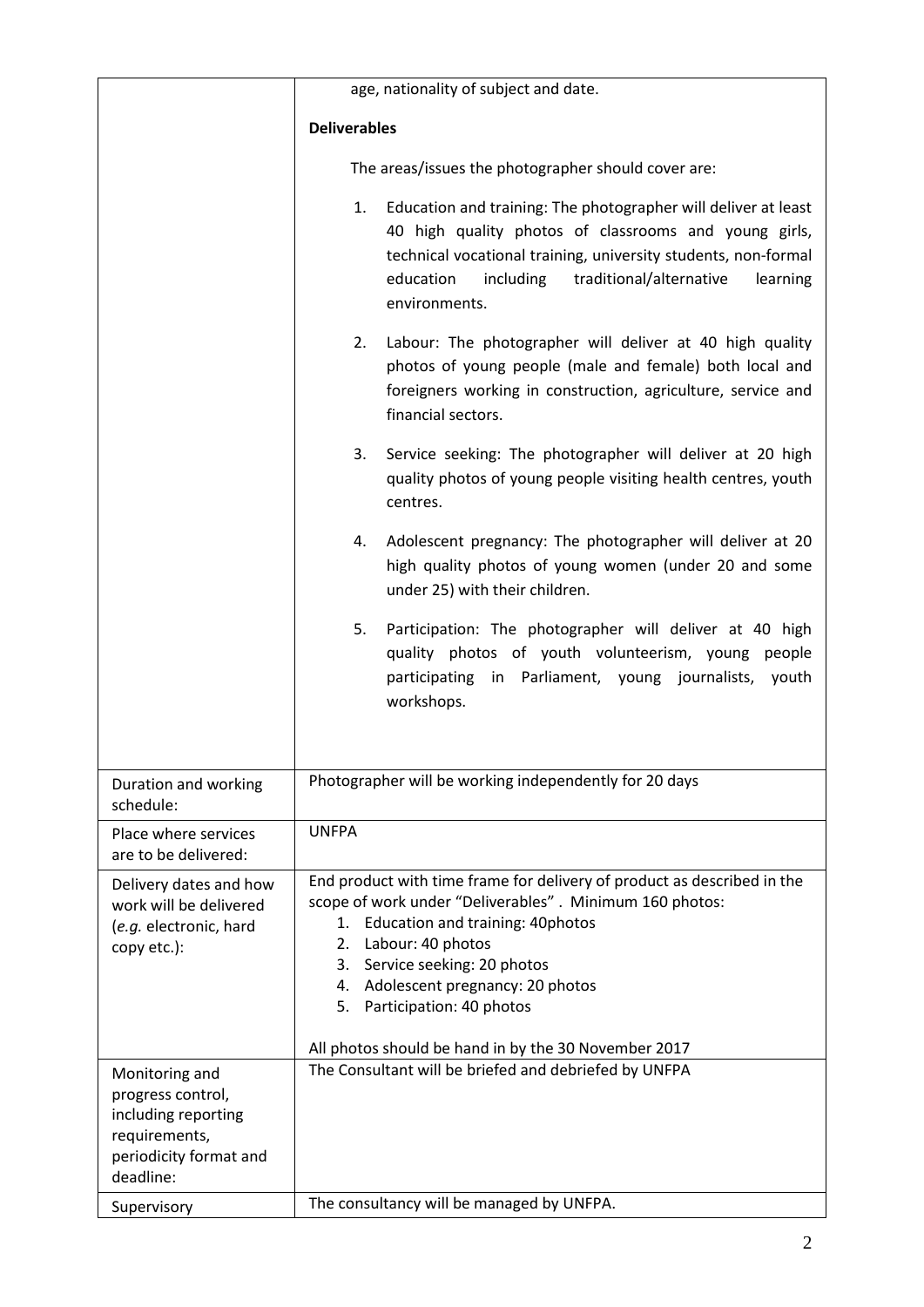| | |
|---|---|
| | age, nationality of subject and date.<br><br>**Deliverables**<br><br>The areas/issues the photographer should cover are:<br><br>1. Education and training: The photographer will deliver at least 40 high quality photos of classrooms and young girls, technical vocational training, university students, non-formal education including traditional/alternative learning environments.<br><br>2. Labour: The photographer will deliver at 40 high quality photos of young people (male and female) both local and foreigners working in construction, agriculture, service and financial sectors.<br><br>3. Service seeking: The photographer will deliver at 20 high quality photos of young people visiting health centres, youth centres.<br><br>4. Adolescent pregnancy: The photographer will deliver at 20 high quality photos of young women (under 20 and some under 25) with their children.<br><br>5. Participation: The photographer will deliver at 40 high quality photos of youth volunteerism, young people participating in Parliament, young journalists, youth workshops. |
| Duration and working schedule: | Photographer will be working independently for 20 days |
| Place where services are to be delivered: | UNFPA |
| Delivery dates and how work will be delivered (*e.g.* electronic, hard copy etc.): | End product with time frame for delivery of product as described in the scope of work under "Deliverables" . Minimum 160 photos:<br>1. Education and training: 40photos<br>2. Labour: 40 photos<br>3. Service seeking: 20 photos<br>4. Adolescent pregnancy: 20 photos<br>5. Participation: 40 photos<br><br>All photos should be hand in by the 30 November 2017 |
| Monitoring and progress control, including reporting requirements, periodicity format and deadline: | The Consultant will be briefed and debriefed by UNFPA |
| Supervisory | The consultancy will be managed by UNFPA. |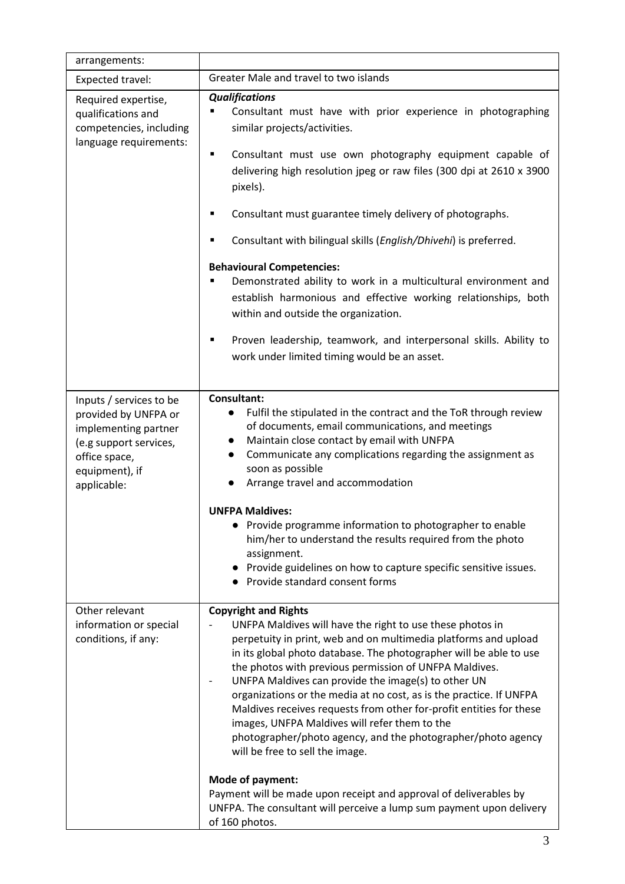| arrangements: | |
|---|---|
| Expected travel: | Greater Male and travel to two islands |
| Required expertise, qualifications and competencies, including language requirements: | ***Qualifications***<br>▪ Consultant must have with prior experience in photographing similar projects/activities.<br>▪ Consultant must use own photography equipment capable of delivering high resolution jpeg or raw files (300 dpi at 2610 x 3900 pixels).<br>▪ Consultant must guarantee timely delivery of photographs.<br>▪ Consultant with bilingual skills (*English/Dhivehi*) is preferred.<br><br>**Behavioural Competencies:**<br>▪ Demonstrated ability to work in a multicultural environment and establish harmonious and effective working relationships, both within and outside the organization.<br>▪ Proven leadership, teamwork, and interpersonal skills. Ability to work under limited timing would be an asset. |
| Inputs / services to be provided by UNFPA or implementing partner (e.g support services, office space, equipment), if applicable: | **Consultant:**<br>● Fulfil the stipulated in the contract and the ToR through review of documents, email communications, and meetings<br>● Maintain close contact by email with UNFPA<br>● Communicate any complications regarding the assignment as soon as possible<br>● Arrange travel and accommodation<br><br>**UNFPA Maldives:**<br>● Provide programme information to photographer to enable him/her to understand the results required from the photo assignment.<br>● Provide guidelines on how to capture specific sensitive issues.<br>● Provide standard consent forms |
| Other relevant information or special conditions, if any: | **Copyright and Rights**<br>- UNFPA Maldives will have the right to use these photos in perpetuity in print, web and on multimedia platforms and upload in its global photo database. The photographer will be able to use the photos with previous permission of UNFPA Maldives.<br>- UNFPA Maldives can provide the image(s) to other UN organizations or the media at no cost, as is the practice. If UNFPA Maldives receives requests from other for-profit entities for these images, UNFPA Maldives will refer them to the photographer/photo agency, and the photographer/photo agency will be free to sell the image.<br><br>**Mode of payment:**<br>Payment will be made upon receipt and approval of deliverables by UNFPA. The consultant will perceive a lump sum payment upon delivery of 160 photos. |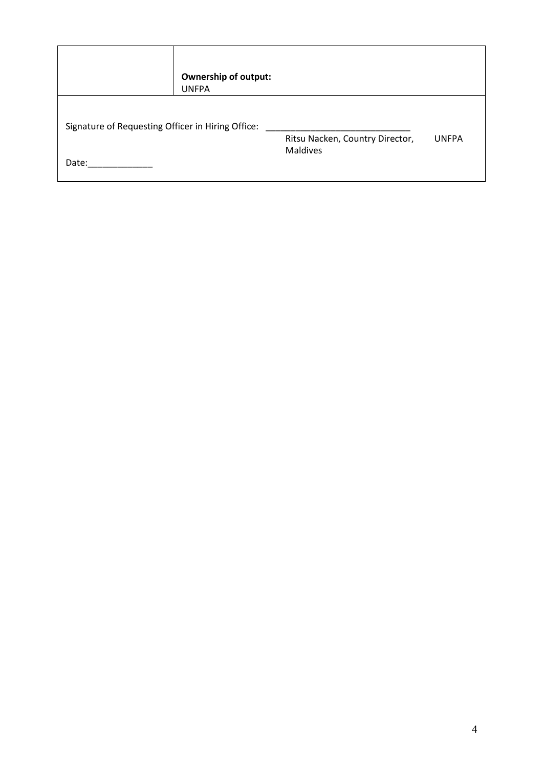| | |
|---|---|
| | **Ownership of output:**<br>UNFPA |

Signature of Requesting Officer in Hiring Office: ______________________________
Ritsu Nacken, Country Director, UNFPA Maldives

Date:_____________